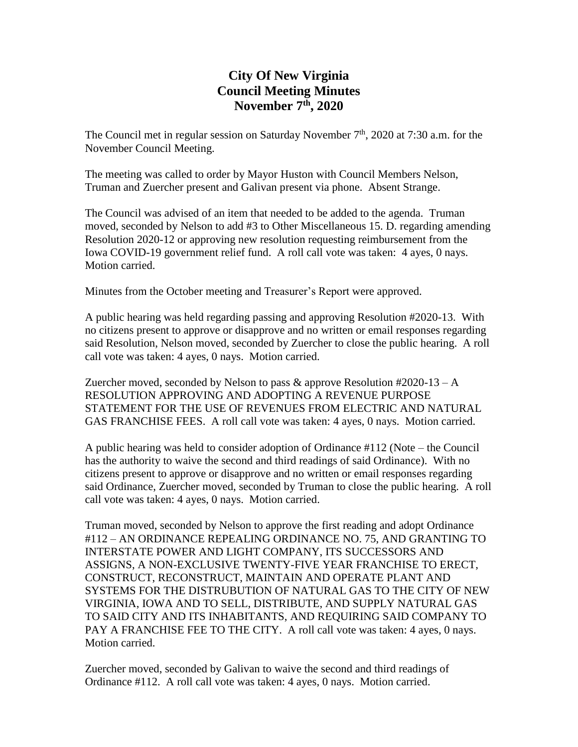# City Of New Virginia
# Council Meeting Minutes
# November 7th, 2020

The Council met in regular session on Saturday November 7th, 2020 at 7:30 a.m. for the November Council Meeting.

The meeting was called to order by Mayor Huston with Council Members Nelson, Truman and Zuercher present and Galivan present via phone. Absent Strange.

The Council was advised of an item that needed to be added to the agenda. Truman moved, seconded by Nelson to add #3 to Other Miscellaneous 15. D. regarding amending Resolution 2020-12 or approving new resolution requesting reimbursement from the Iowa COVID-19 government relief fund. A roll call vote was taken: 4 ayes, 0 nays. Motion carried.

Minutes from the October meeting and Treasurer's Report were approved.

A public hearing was held regarding passing and approving Resolution #2020-13. With no citizens present to approve or disapprove and no written or email responses regarding said Resolution, Nelson moved, seconded by Zuercher to close the public hearing. A roll call vote was taken: 4 ayes, 0 nays. Motion carried.

Zuercher moved, seconded by Nelson to pass & approve Resolution #2020-13 – A RESOLUTION APPROVING AND ADOPTING A REVENUE PURPOSE STATEMENT FOR THE USE OF REVENUES FROM ELECTRIC AND NATURAL GAS FRANCHISE FEES. A roll call vote was taken: 4 ayes, 0 nays. Motion carried.

A public hearing was held to consider adoption of Ordinance #112 (Note – the Council has the authority to waive the second and third readings of said Ordinance). With no citizens present to approve or disapprove and no written or email responses regarding said Ordinance, Zuercher moved, seconded by Truman to close the public hearing. A roll call vote was taken: 4 ayes, 0 nays. Motion carried.

Truman moved, seconded by Nelson to approve the first reading and adopt Ordinance #112 – AN ORDINANCE REPEALING ORDINANCE NO. 75, AND GRANTING TO INTERSTATE POWER AND LIGHT COMPANY, ITS SUCCESSORS AND ASSIGNS, A NON-EXCLUSIVE TWENTY-FIVE YEAR FRANCHISE TO ERECT, CONSTRUCT, RECONSTRUCT, MAINTAIN AND OPERATE PLANT AND SYSTEMS FOR THE DISTRUBUTION OF NATURAL GAS TO THE CITY OF NEW VIRGINIA, IOWA AND TO SELL, DISTRIBUTE, AND SUPPLY NATURAL GAS TO SAID CITY AND ITS INHABITANTS, AND REQUIRING SAID COMPANY TO PAY A FRANCHISE FEE TO THE CITY. A roll call vote was taken: 4 ayes, 0 nays. Motion carried.

Zuercher moved, seconded by Galivan to waive the second and third readings of Ordinance #112. A roll call vote was taken: 4 ayes, 0 nays. Motion carried.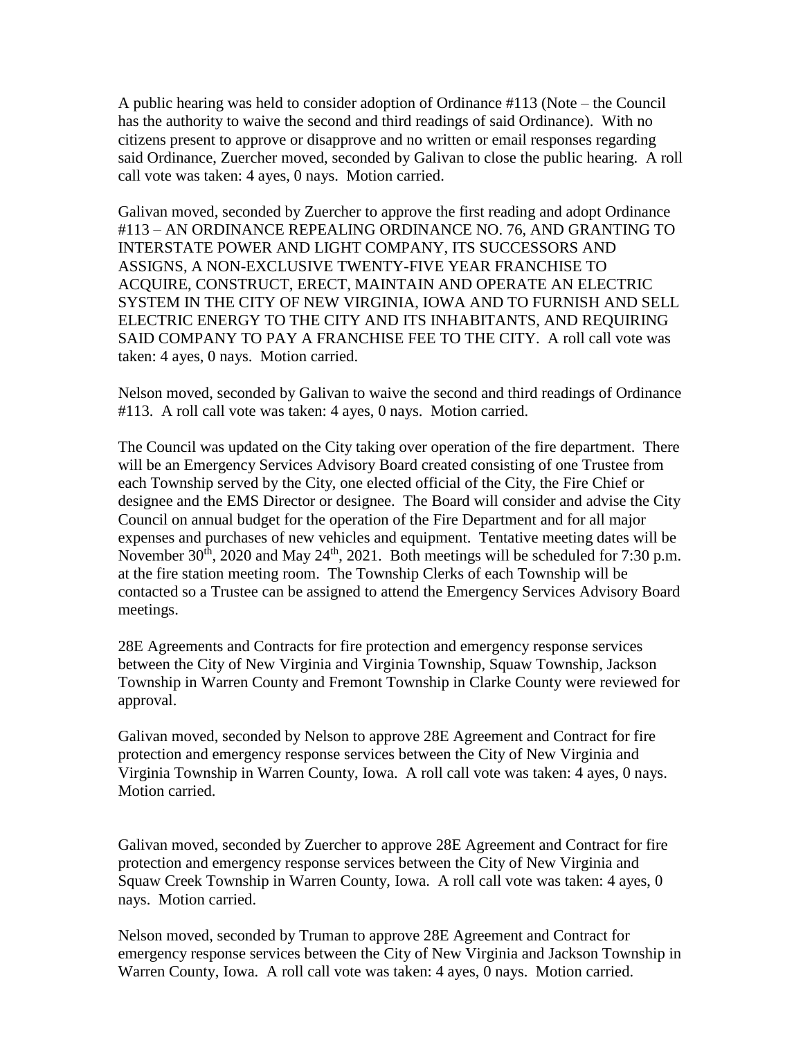A public hearing was held to consider adoption of Ordinance #113 (Note – the Council has the authority to waive the second and third readings of said Ordinance). With no citizens present to approve or disapprove and no written or email responses regarding said Ordinance, Zuercher moved, seconded by Galivan to close the public hearing. A roll call vote was taken: 4 ayes, 0 nays. Motion carried.

Galivan moved, seconded by Zuercher to approve the first reading and adopt Ordinance #113 – AN ORDINANCE REPEALING ORDINANCE NO. 76, AND GRANTING TO INTERSTATE POWER AND LIGHT COMPANY, ITS SUCCESSORS AND ASSIGNS, A NON-EXCLUSIVE TWENTY-FIVE YEAR FRANCHISE TO ACQUIRE, CONSTRUCT, ERECT, MAINTAIN AND OPERATE AN ELECTRIC SYSTEM IN THE CITY OF NEW VIRGINIA, IOWA AND TO FURNISH AND SELL ELECTRIC ENERGY TO THE CITY AND ITS INHABITANTS, AND REQUIRING SAID COMPANY TO PAY A FRANCHISE FEE TO THE CITY. A roll call vote was taken: 4 ayes, 0 nays. Motion carried.

Nelson moved, seconded by Galivan to waive the second and third readings of Ordinance #113. A roll call vote was taken: 4 ayes, 0 nays. Motion carried.

The Council was updated on the City taking over operation of the fire department. There will be an Emergency Services Advisory Board created consisting of one Trustee from each Township served by the City, one elected official of the City, the Fire Chief or designee and the EMS Director or designee. The Board will consider and advise the City Council on annual budget for the operation of the Fire Department and for all major expenses and purchases of new vehicles and equipment. Tentative meeting dates will be November 30th, 2020 and May 24th, 2021. Both meetings will be scheduled for 7:30 p.m. at the fire station meeting room. The Township Clerks of each Township will be contacted so a Trustee can be assigned to attend the Emergency Services Advisory Board meetings.

28E Agreements and Contracts for fire protection and emergency response services between the City of New Virginia and Virginia Township, Squaw Township, Jackson Township in Warren County and Fremont Township in Clarke County were reviewed for approval.

Galivan moved, seconded by Nelson to approve 28E Agreement and Contract for fire protection and emergency response services between the City of New Virginia and Virginia Township in Warren County, Iowa. A roll call vote was taken: 4 ayes, 0 nays. Motion carried.

Galivan moved, seconded by Zuercher to approve 28E Agreement and Contract for fire protection and emergency response services between the City of New Virginia and Squaw Creek Township in Warren County, Iowa. A roll call vote was taken: 4 ayes, 0 nays. Motion carried.

Nelson moved, seconded by Truman to approve 28E Agreement and Contract for emergency response services between the City of New Virginia and Jackson Township in Warren County, Iowa. A roll call vote was taken: 4 ayes, 0 nays. Motion carried.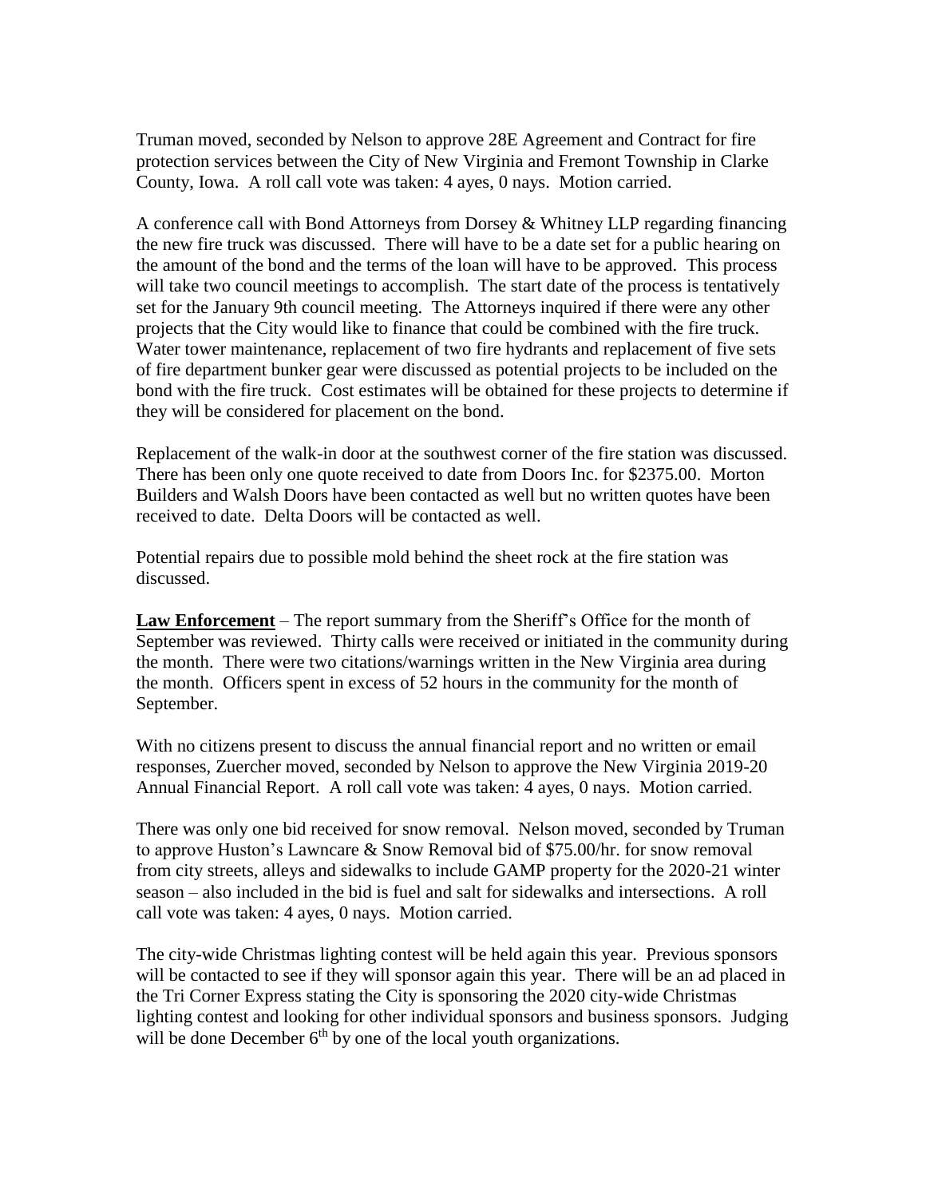Truman moved, seconded by Nelson to approve 28E Agreement and Contract for fire protection services between the City of New Virginia and Fremont Township in Clarke County, Iowa. A roll call vote was taken: 4 ayes, 0 nays. Motion carried.

A conference call with Bond Attorneys from Dorsey & Whitney LLP regarding financing the new fire truck was discussed. There will have to be a date set for a public hearing on the amount of the bond and the terms of the loan will have to be approved. This process will take two council meetings to accomplish. The start date of the process is tentatively set for the January 9th council meeting. The Attorneys inquired if there were any other projects that the City would like to finance that could be combined with the fire truck. Water tower maintenance, replacement of two fire hydrants and replacement of five sets of fire department bunker gear were discussed as potential projects to be included on the bond with the fire truck. Cost estimates will be obtained for these projects to determine if they will be considered for placement on the bond.

Replacement of the walk-in door at the southwest corner of the fire station was discussed. There has been only one quote received to date from Doors Inc. for $2375.00. Morton Builders and Walsh Doors have been contacted as well but no written quotes have been received to date. Delta Doors will be contacted as well.

Potential repairs due to possible mold behind the sheet rock at the fire station was discussed.

**Law Enforcement** – The report summary from the Sheriff's Office for the month of September was reviewed. Thirty calls were received or initiated in the community during the month. There were two citations/warnings written in the New Virginia area during the month. Officers spent in excess of 52 hours in the community for the month of September.

With no citizens present to discuss the annual financial report and no written or email responses, Zuercher moved, seconded by Nelson to approve the New Virginia 2019-20 Annual Financial Report. A roll call vote was taken: 4 ayes, 0 nays. Motion carried.

There was only one bid received for snow removal. Nelson moved, seconded by Truman to approve Huston's Lawncare & Snow Removal bid of $75.00/hr. for snow removal from city streets, alleys and sidewalks to include GAMP property for the 2020-21 winter season – also included in the bid is fuel and salt for sidewalks and intersections. A roll call vote was taken: 4 ayes, 0 nays. Motion carried.

The city-wide Christmas lighting contest will be held again this year. Previous sponsors will be contacted to see if they will sponsor again this year. There will be an ad placed in the Tri Corner Express stating the City is sponsoring the 2020 city-wide Christmas lighting contest and looking for other individual sponsors and business sponsors. Judging will be done December 6th by one of the local youth organizations.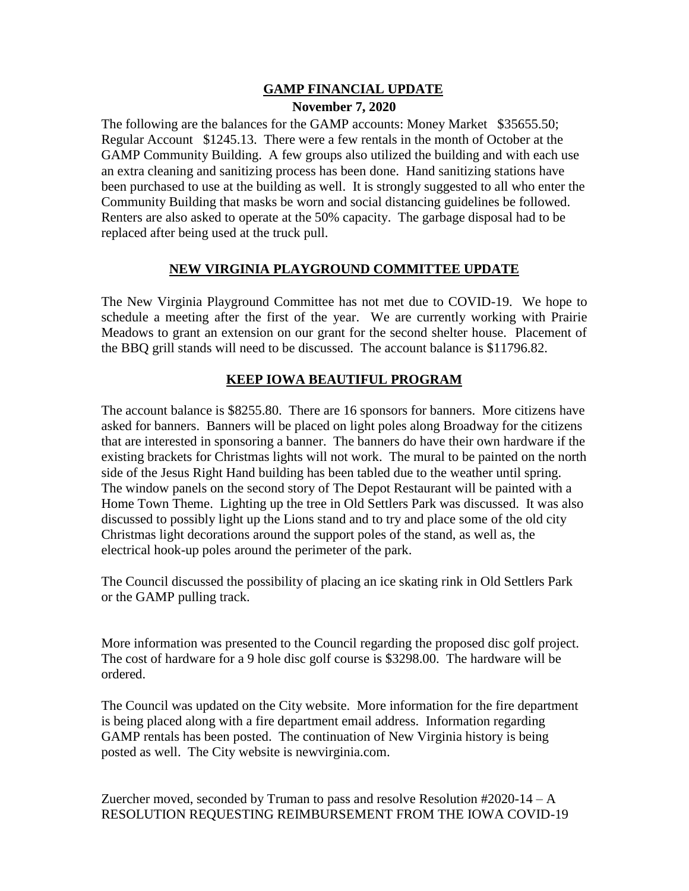**GAMP FINANCIAL UPDATE**

**November 7, 2020**

The following are the balances for the GAMP accounts: Money Market $35655.50; Regular Account $1245.13. There were a few rentals in the month of October at the GAMP Community Building. A few groups also utilized the building and with each use an extra cleaning and sanitizing process has been done. Hand sanitizing stations have been purchased to use at the building as well. It is strongly suggested to all who enter the Community Building that masks be worn and social distancing guidelines be followed. Renters are also asked to operate at the 50% capacity. The garbage disposal had to be replaced after being used at the truck pull.

**NEW VIRGINIA PLAYGROUND COMMITTEE UPDATE**

The New Virginia Playground Committee has not met due to COVID-19. We hope to schedule a meeting after the first of the year. We are currently working with Prairie Meadows to grant an extension on our grant for the second shelter house. Placement of the BBQ grill stands will need to be discussed. The account balance is $11796.82.

**KEEP IOWA BEAUTIFUL PROGRAM**

The account balance is $8255.80. There are 16 sponsors for banners. More citizens have asked for banners. Banners will be placed on light poles along Broadway for the citizens that are interested in sponsoring a banner. The banners do have their own hardware if the existing brackets for Christmas lights will not work. The mural to be painted on the north side of the Jesus Right Hand building has been tabled due to the weather until spring. The window panels on the second story of The Depot Restaurant will be painted with a Home Town Theme. Lighting up the tree in Old Settlers Park was discussed. It was also discussed to possibly light up the Lions stand and to try and place some of the old city Christmas light decorations around the support poles of the stand, as well as, the electrical hook-up poles around the perimeter of the park.

The Council discussed the possibility of placing an ice skating rink in Old Settlers Park or the GAMP pulling track.

More information was presented to the Council regarding the proposed disc golf project. The cost of hardware for a 9 hole disc golf course is $3298.00. The hardware will be ordered.

The Council was updated on the City website. More information for the fire department is being placed along with a fire department email address. Information regarding GAMP rentals has been posted. The continuation of New Virginia history is being posted as well. The City website is newvirginia.com.

Zuercher moved, seconded by Truman to pass and resolve Resolution #2020-14 – A RESOLUTION REQUESTING REIMBURSEMENT FROM THE IOWA COVID-19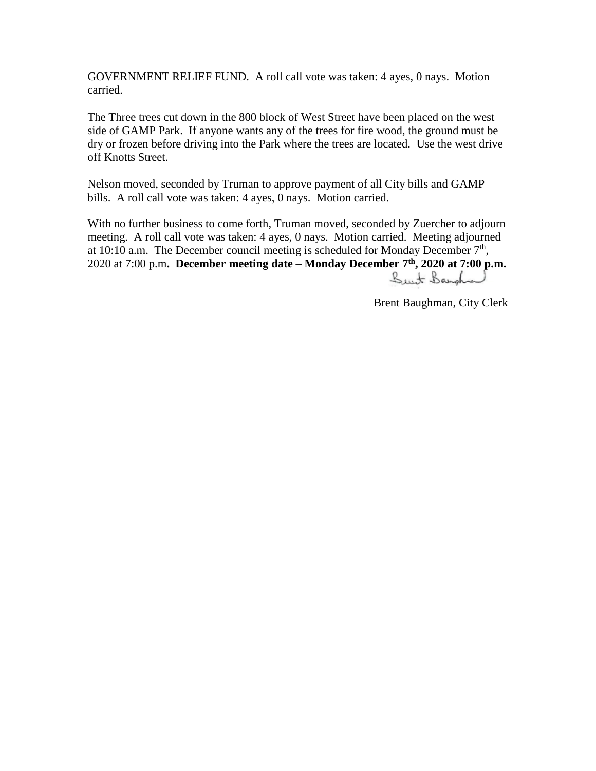GOVERNMENT RELIEF FUND. A roll call vote was taken: 4 ayes, 0 nays. Motion carried.

The Three trees cut down in the 800 block of West Street have been placed on the west side of GAMP Park. If anyone wants any of the trees for fire wood, the ground must be dry or frozen before driving into the Park where the trees are located. Use the west drive off Knotts Street.

Nelson moved, seconded by Truman to approve payment of all City bills and GAMP bills. A roll call vote was taken: 4 ayes, 0 nays. Motion carried.

With no further business to come forth, Truman moved, seconded by Zuercher to adjourn meeting. A roll call vote was taken: 4 ayes, 0 nays. Motion carried. Meeting adjourned at 10:10 a.m. The December council meeting is scheduled for Monday December 7th, 2020 at 7:00 p.m. **December meeting date – Monday December 7th, 2020 at 7:00 p.m.**

Brent Baughman, City Clerk